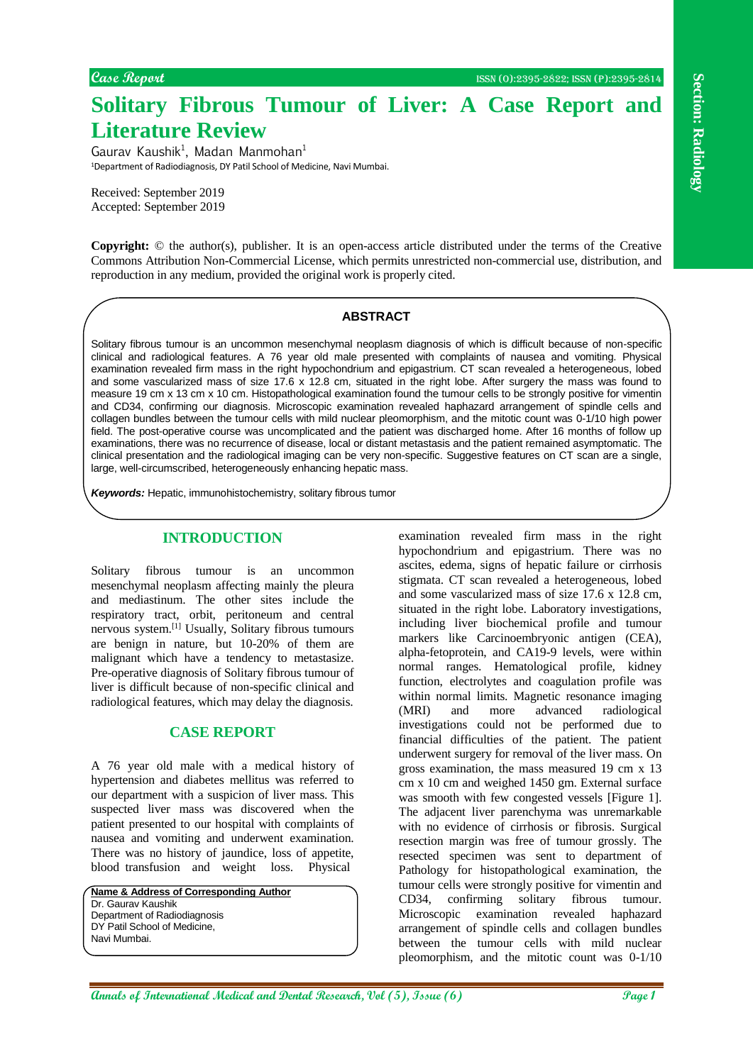Case Report

# Solitary Fibrous Tumour of Liver: A Case Report and Literature Review

Gaurav Kaushik[1], Madan Manmohan[1]

[1]Department of Radiodiagnosis, DY Patil School of Medicine, Navi Mumbai.

Received: September 2019
Accepted: September 2019

**Copyright:** © the author(s), publisher. It is an open-access article distributed under the terms of the Creative Commons Attribution Non-Commercial License, which permits unrestricted non-commercial use, distribution, and reproduction in any medium, provided the original work is properly cited.

## ABSTRACT

Solitary fibrous tumour is an uncommon mesenchymal neoplasm diagnosis of which is difficult because of non-specific clinical and radiological features. A 76 year old male presented with complaints of nausea and vomiting. Physical examination revealed firm mass in the right hypochondrium and epigastrium. CT scan revealed a heterogeneous, lobed and some vascularized mass of size 17.6 x 12.8 cm, situated in the right lobe. After surgery the mass was found to measure 19 cm x 13 cm x 10 cm. Histopathological examination found the tumour cells to be strongly positive for vimentin and CD34, confirming our diagnosis. Microscopic examination revealed haphazard arrangement of spindle cells and collagen bundles between the tumour cells with mild nuclear pleomorphism, and the mitotic count was 0-1/10 high power field. The post-operative course was uncomplicated and the patient was discharged home. After 16 months of follow up examinations, there was no recurrence of disease, local or distant metastasis and the patient remained asymptomatic. The clinical presentation and the radiological imaging can be very non-specific. Suggestive features on CT scan are a single, large, well-circumscribed, heterogeneously enhancing hepatic mass.

***Keywords:*** Hepatic, immunohistochemistry, solitary fibrous tumor

## INTRODUCTION

Solitary fibrous tumour is an uncommon mesenchymal neoplasm affecting mainly the pleura and mediastinum. The other sites include the respiratory tract, orbit, peritoneum and central nervous system.[1] Usually, Solitary fibrous tumours are benign in nature, but 10-20% of them are malignant which have a tendency to metastasize. Pre-operative diagnosis of Solitary fibrous tumour of liver is difficult because of non-specific clinical and radiological features, which may delay the diagnosis.

## CASE REPORT

A 76 year old male with a medical history of hypertension and diabetes mellitus was referred to our department with a suspicion of liver mass. This suspected liver mass was discovered when the patient presented to our hospital with complaints of nausea and vomiting and underwent examination. There was no history of jaundice, loss of appetite, blood transfusion and weight loss. Physical examination revealed firm mass in the right hypochondrium and epigastrium. There was no ascites, edema, signs of hepatic failure or cirrhosis stigmata. CT scan revealed a heterogeneous, lobed and some vascularized mass of size 17.6 x 12.8 cm, situated in the right lobe. Laboratory investigations, including liver biochemical profile and tumour markers like Carcinoembryonic antigen (CEA), alpha-fetoprotein, and CA19-9 levels, were within normal ranges. Hematological profile, kidney function, electrolytes and coagulation profile was within normal limits. Magnetic resonance imaging (MRI) and more advanced radiological investigations could not be performed due to financial difficulties of the patient. The patient underwent surgery for removal of the liver mass. On gross examination, the mass measured 19 cm x 13 cm x 10 cm and weighed 1450 gm. External surface was smooth with few congested vessels [Figure 1]. The adjacent liver parenchyma was unremarkable with no evidence of cirrhosis or fibrosis. Surgical resection margin was free of tumour grossly. The resected specimen was sent to department of Pathology for histopathological examination, the tumour cells were strongly positive for vimentin and CD34, confirming solitary fibrous tumour. Microscopic examination revealed haphazard arrangement of spindle cells and collagen bundles between the tumour cells with mild nuclear pleomorphism, and the mitotic count was 0-1/10

**Name & Address of Corresponding Author**
Dr. Gaurav Kaushik
Department of Radiodiagnosis
DY Patil School of Medicine,
Navi Mumbai.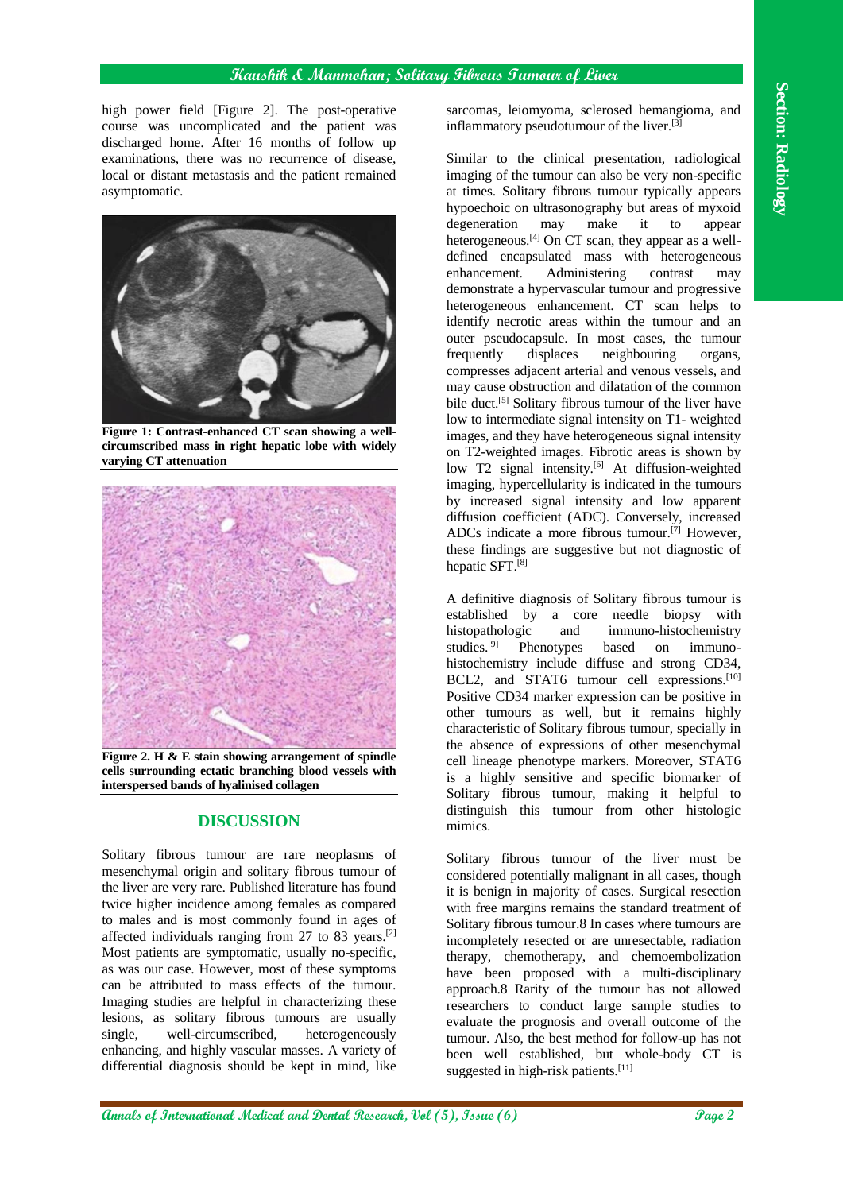high power field [Figure 2]. The post-operative course was uncomplicated and the patient was discharged home. After 16 months of follow up examinations, there was no recurrence of disease, local or distant metastasis and the patient remained asymptomatic.

**Figure 1: Contrast-enhanced CT scan showing a well-circumscribed mass in right hepatic lobe with widely varying CT attenuation**

**Figure 2. H & E stain showing arrangement of spindle cells surrounding ectatic branching blood vessels with interspersed bands of hyalinised collagen**

## DISCUSSION

Solitary fibrous tumour are rare neoplasms of mesenchymal origin and solitary fibrous tumour of the liver are very rare. Published literature has found twice higher incidence among females as compared to males and is most commonly found in ages of affected individuals ranging from 27 to 83 years.[2] Most patients are symptomatic, usually no-specific, as was our case. However, most of these symptoms can be attributed to mass effects of the tumour. Imaging studies are helpful in characterizing these lesions, as solitary fibrous tumours are usually single, well-circumscribed, heterogeneously enhancing, and highly vascular masses. A variety of differential diagnosis should be kept in mind, like sarcomas, leiomyoma, sclerosed hemangioma, and inflammatory pseudotumour of the liver.[3]

Similar to the clinical presentation, radiological imaging of the tumour can also be very non-specific at times. Solitary fibrous tumour typically appears hypoechoic on ultrasonography but areas of myxoid degeneration may make it to appear heterogeneous.[4] On CT scan, they appear as a well-defined encapsulated mass with heterogeneous enhancement. Administering contrast may demonstrate a hypervascular tumour and progressive heterogeneous enhancement. CT scan helps to identify necrotic areas within the tumour and an outer pseudocapsule. In most cases, the tumour frequently displaces neighbouring organs, compresses adjacent arterial and venous vessels, and may cause obstruction and dilatation of the common bile duct.[5] Solitary fibrous tumour of the liver have low to intermediate signal intensity on T1- weighted images, and they have heterogeneous signal intensity on T2-weighted images. Fibrotic areas is shown by low T2 signal intensity.[6] At diffusion-weighted imaging, hypercellularity is indicated in the tumours by increased signal intensity and low apparent diffusion coefficient (ADC). Conversely, increased ADCs indicate a more fibrous tumour.[7] However, these findings are suggestive but not diagnostic of hepatic SFT.[8]

A definitive diagnosis of Solitary fibrous tumour is established by a core needle biopsy with histopathologic and immuno-histochemistry studies.[9] Phenotypes based on immuno-histochemistry include diffuse and strong CD34, BCL2, and STAT6 tumour cell expressions.[10] Positive CD34 marker expression can be positive in other tumours as well, but it remains highly characteristic of Solitary fibrous tumour, specially in the absence of expressions of other mesenchymal cell lineage phenotype markers. Moreover, STAT6 is a highly sensitive and specific biomarker of Solitary fibrous tumour, making it helpful to distinguish this tumour from other histologic mimics.

Solitary fibrous tumour of the liver must be considered potentially malignant in all cases, though it is benign in majority of cases. Surgical resection with free margins remains the standard treatment of Solitary fibrous tumour.8 In cases where tumours are incompletely resected or are unresectable, radiation therapy, chemotherapy, and chemoembolization have been proposed with a multi-disciplinary approach.8 Rarity of the tumour has not allowed researchers to conduct large sample studies to evaluate the prognosis and overall outcome of the tumour. Also, the best method for follow-up has not been well established, but whole-body CT is suggested in high-risk patients.[11]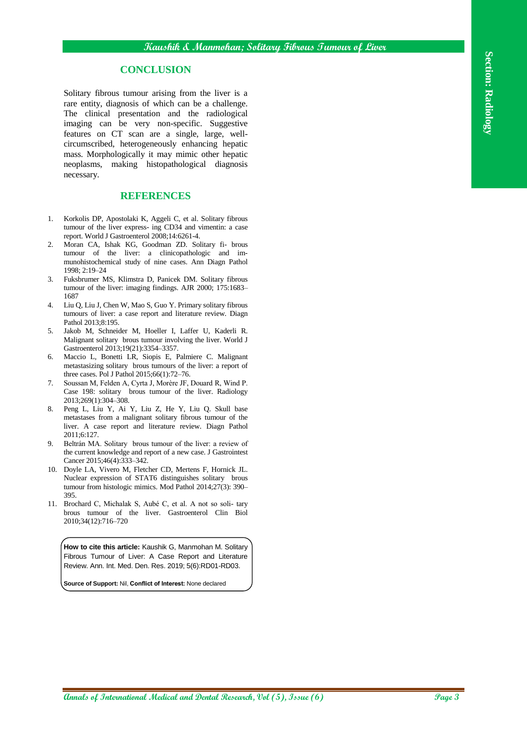## CONCLUSION

Solitary fibrous tumour arising from the liver is a rare entity, diagnosis of which can be a challenge. The clinical presentation and the radiological imaging can be very non-specific. Suggestive features on CT scan are a single, large, well-circumscribed, heterogeneously enhancing hepatic mass. Morphologically it may mimic other hepatic neoplasms, making histopathological diagnosis necessary.

## REFERENCES

1. Korkolis DP, Apostolaki K, Aggeli C, et al. Solitary fibrous tumour of the liver express- ing CD34 and vimentin: a case report. World J Gastroenterol 2008;14:6261-4.
2. Moran CA, Ishak KG, Goodman ZD. Solitary fi- brous tumour of the liver: a clinicopathologic and im-munohistochemical study of nine cases. Ann Diagn Pathol 1998; 2:19–24
3. Fuksbrumer MS, Klimstra D, Panicek DM. Solitary fibrous tumour of the liver: imaging findings. AJR 2000; 175:1683–1687
4. Liu Q, Liu J, Chen W, Mao S, Guo Y. Primary solitary fibrous tumours of liver: a case report and literature review. Diagn Pathol 2013;8:195.
5. Jakob M, Schneider M, Hoeller I, Laffer U, Kaderli R. Malignant solitary brous tumour involving the liver. World J Gastroenterol 2013;19(21):3354–3357.
6. Maccio L, Bonetti LR, Siopis E, Palmiere C. Malignant metastasizing solitary brous tumours of the liver: a report of three cases. Pol J Pathol 2015;66(1):72–76.
7. Soussan M, Felden A, Cyrta J, Morère JF, Douard R, Wind P. Case 198: solitary brous tumour of the liver. Radiology 2013;269(1):304–308.
8. Peng L, Liu Y, Ai Y, Liu Z, He Y, Liu Q. Skull base metastases from a malignant solitary fibrous tumour of the liver. A case report and literature review. Diagn Pathol 2011;6:127.
9. Beltrán MA. Solitary brous tumour of the liver: a review of the current knowledge and report of a new case. J Gastrointest Cancer 2015;46(4):333–342.
10. Doyle LA, Vivero M, Fletcher CD, Mertens F, Hornick JL. Nuclear expression of STAT6 distinguishes solitary brous tumour from histologic mimics. Mod Pathol 2014;27(3): 390–395.
11. Brochard C, Michalak S, Aubé C, et al. A not so soli- tary brous tumour of the liver. Gastroenterol Clin Biol 2010;34(12):716–720

**How to cite this article:** Kaushik G, Manmohan M. Solitary Fibrous Tumour of Liver: A Case Report and Literature Review. Ann. Int. Med. Den. Res. 2019; 5(6):RD01-RD03.

**Source of Support:** Nil, **Conflict of Interest:** None declared